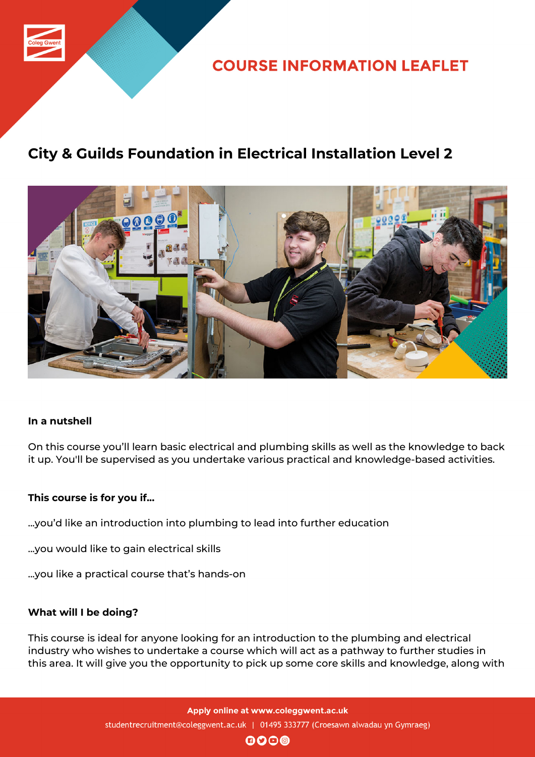# COURSE INFORMATION LEAFLET

## City & Guilds Foundation in Electrical Installation Level 2

### In a nutshell

On this course you'll learn basic electrical and plumbing skills as well as the knowledge to back it up. You'll be supervised as you undertake various practical and knowledge-based activities.

### This course is for you if...

...you'd like an introduction into plumbing to lead into further education

...you would like to gain electrical skills

...you like a practical course that's hands-on

### What will I be doing?

This course is ideal for anyone looking for an introduction to the plumbing and electrical industry who wishes to undertake a course which will act as a pathway to further studies in this area. It will give you the opportunity to pick up some core skills and knowledge, along with

**Apply online at www.coleggwent.ac.uk**

studentrecruitment@coleggwent.ac.uk | 01495 333777 (Croesawn alwadau yn Gymraeg)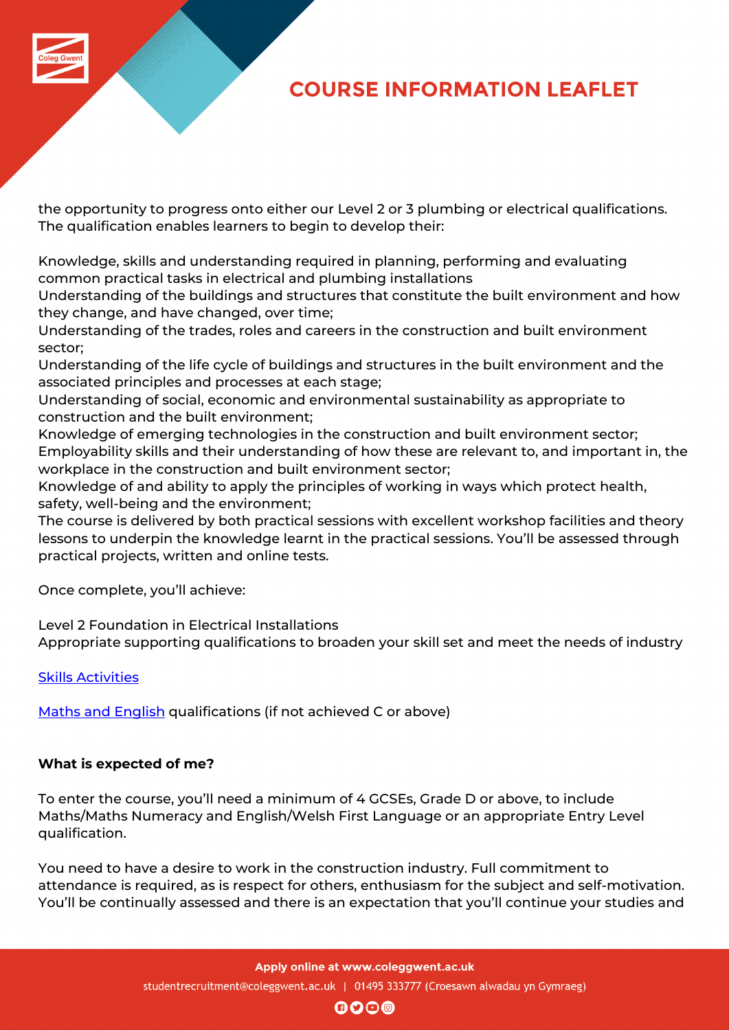the opportunity to progress onto either our Level 2 or 3 plumbing or electrical qualifications. The qualification enables learners to begin to develop their:

Knowledge, skills and understanding required in planning, performing and evaluating common practical tasks in electrical and plumbing installations
Understanding of the buildings and structures that constitute the built environment and how they change, and have changed, over time;
Understanding of the trades, roles and careers in the construction and built environment sector;
Understanding of the life cycle of buildings and structures in the built environment and the associated principles and processes at each stage;
Understanding of social, economic and environmental sustainability as appropriate to construction and the built environment;
Knowledge of emerging technologies in the construction and built environment sector;
Employability skills and their understanding of how these are relevant to, and important in, the workplace in the construction and built environment sector;
Knowledge of and ability to apply the principles of working in ways which protect health, safety, well-being and the environment;
The course is delivered by both practical sessions with excellent workshop facilities and theory lessons to underpin the knowledge learnt in the practical sessions. You'll be assessed through practical projects, written and online tests.

Once complete, you'll achieve:

Level 2 Foundation in Electrical Installations
Appropriate supporting qualifications to broaden your skill set and meet the needs of industry

Skills Activities

Maths and English qualifications (if not achieved C or above)

**What is expected of me?**

To enter the course, you'll need a minimum of 4 GCSEs, Grade D or above, to include Maths/Maths Numeracy and English/Welsh First Language or an appropriate Entry Level qualification.

You need to have a desire to work in the construction industry. Full commitment to attendance is required, as is respect for others, enthusiasm for the subject and self-motivation. You'll be continually assessed and there is an expectation that you'll continue your studies and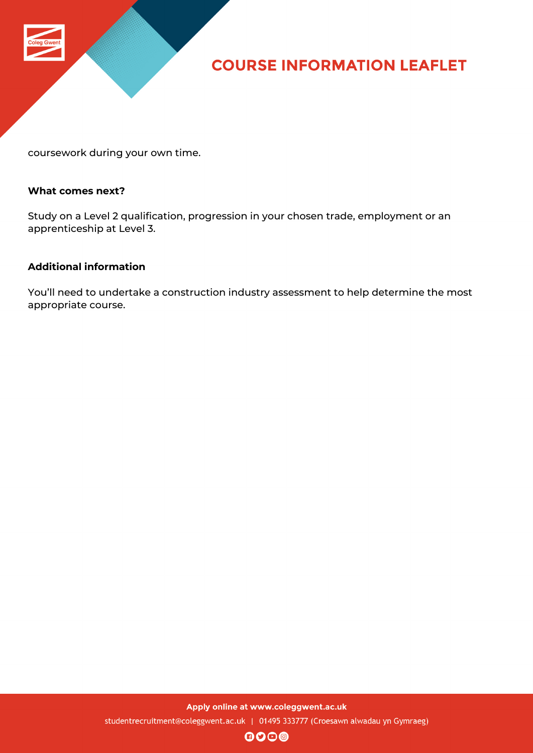coursework during your own time.

**What comes next?**

Study on a Level 2 qualification, progression in your chosen trade, employment or an apprenticeship at Level 3.

**Additional information**

You'll need to undertake a construction industry assessment to help determine the most appropriate course.